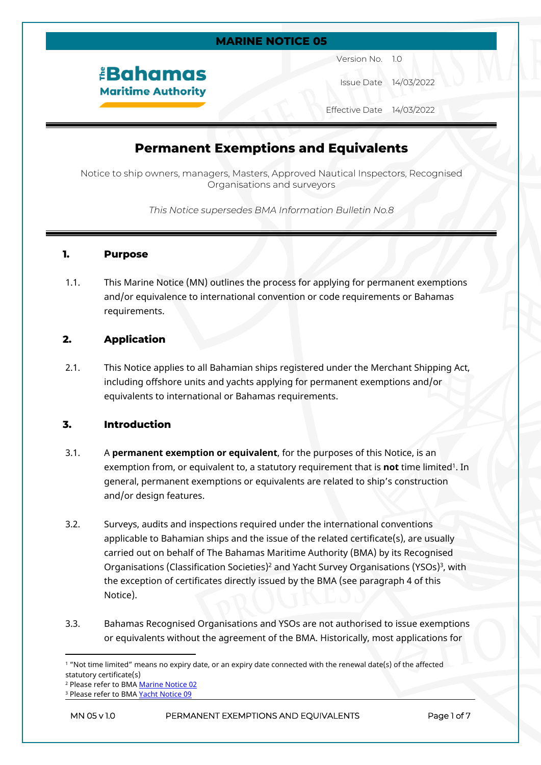# MARINE NOTICE 05

**The Bahamas Maritime Authority**

| | |
|---|---|
| Version No. | 1.0 |
| Issue Date | 14/03/2022 |
| Effective Date | 14/03/2022 |

## Permanent Exemptions and Equivalents

Notice to ship owners, managers, Masters, Approved Nautical Inspectors, Recognised Organisations and surveyors

*This Notice supersedes BMA Information Bulletin No.8*

### 1. Purpose

1.1. This Marine Notice (MN) outlines the process for applying for permanent exemptions and/or equivalence to international convention or code requirements or Bahamas requirements.

### 2. Application

2.1. This Notice applies to all Bahamian ships registered under the Merchant Shipping Act, including offshore units and yachts applying for permanent exemptions and/or equivalents to international or Bahamas requirements.

### 3. Introduction

3.1. A **permanent exemption or equivalent**, for the purposes of this Notice, is an exemption from, or equivalent to, a statutory requirement that is **not** time limited[1]. In general, permanent exemptions or equivalents are related to ship's construction and/or design features.

3.2. Surveys, audits and inspections required under the international conventions applicable to Bahamian ships and the issue of the related certificate(s), are usually carried out on behalf of The Bahamas Maritime Authority (BMA) by its Recognised Organisations (Classification Societies)[2] and Yacht Survey Organisations (YSOs)[3], with the exception of certificates directly issued by the BMA (see paragraph 4 of this Notice).

3.3. Bahamas Recognised Organisations and YSOs are not authorised to issue exemptions or equivalents without the agreement of the BMA. Historically, most applications for

---

[1] "Not time limited" means no expiry date, or an expiry date connected with the renewal date(s) of the affected statutory certificate(s)

[2] Please refer to BMA Marine Notice 02

[3] Please refer to BMA Yacht Notice 09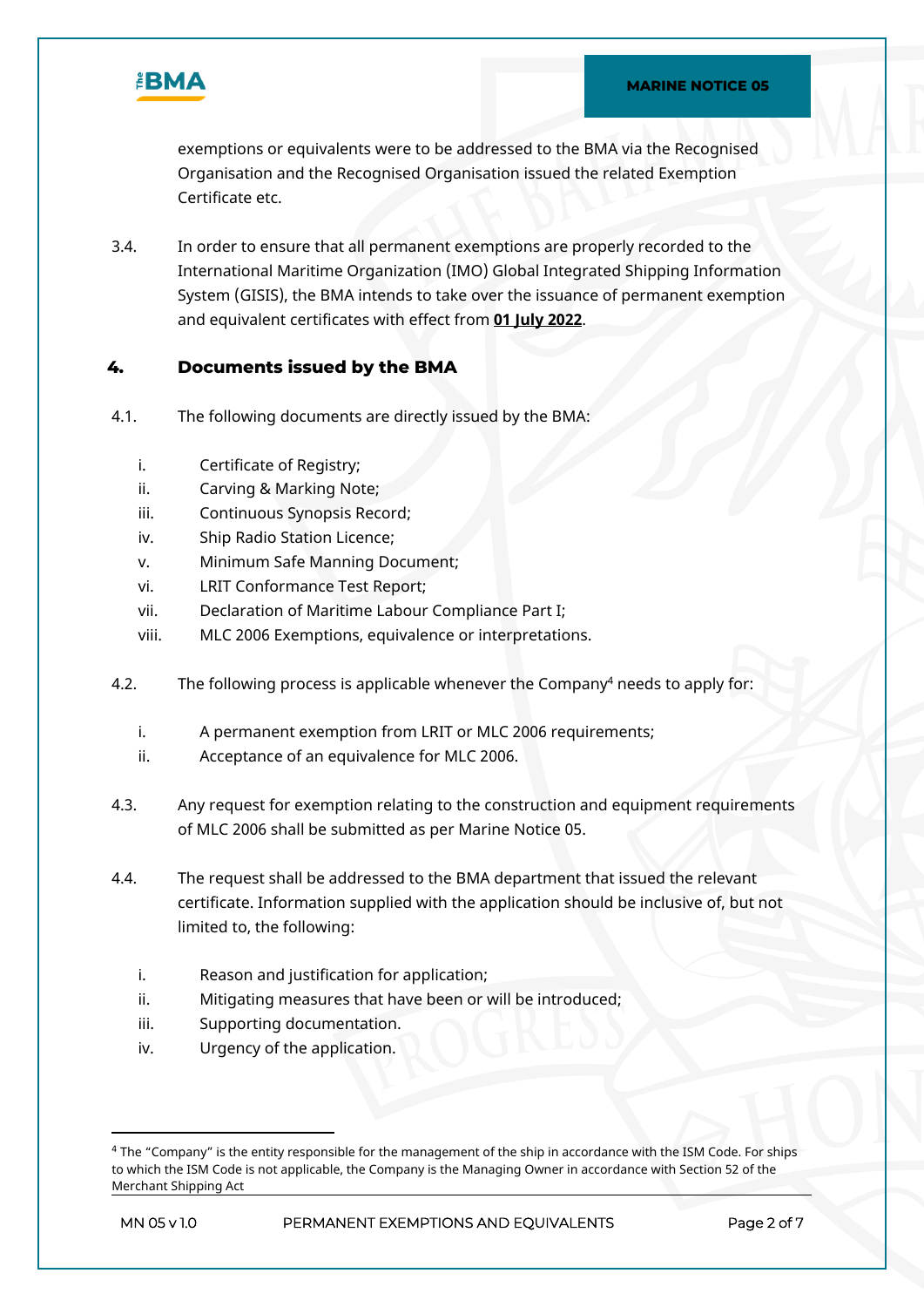exemptions or equivalents were to be addressed to the BMA via the Recognised Organisation and the Recognised Organisation issued the related Exemption Certificate etc.

3.4. In order to ensure that all permanent exemptions are properly recorded to the International Maritime Organization (IMO) Global Integrated Shipping Information System (GISIS), the BMA intends to take over the issuance of permanent exemption and equivalent certificates with effect from **01 July 2022**.

## 4. Documents issued by the BMA

4.1. The following documents are directly issued by the BMA:

i. Certificate of Registry;
ii. Carving & Marking Note;
iii. Continuous Synopsis Record;
iv. Ship Radio Station Licence;
v. Minimum Safe Manning Document;
vi. LRIT Conformance Test Report;
vii. Declaration of Maritime Labour Compliance Part I;
viii. MLC 2006 Exemptions, equivalence or interpretations.

4.2. The following process is applicable whenever the Company[4] needs to apply for:

i. A permanent exemption from LRIT or MLC 2006 requirements;
ii. Acceptance of an equivalence for MLC 2006.

4.3. Any request for exemption relating to the construction and equipment requirements of MLC 2006 shall be submitted as per Marine Notice 05.

4.4. The request shall be addressed to the BMA department that issued the relevant certificate. Information supplied with the application should be inclusive of, but not limited to, the following:

i. Reason and justification for application;
ii. Mitigating measures that have been or will be introduced;
iii. Supporting documentation.
iv. Urgency of the application.

[4] The "Company" is the entity responsible for the management of the ship in accordance with the ISM Code. For ships to which the ISM Code is not applicable, the Company is the Managing Owner in accordance with Section 52 of the Merchant Shipping Act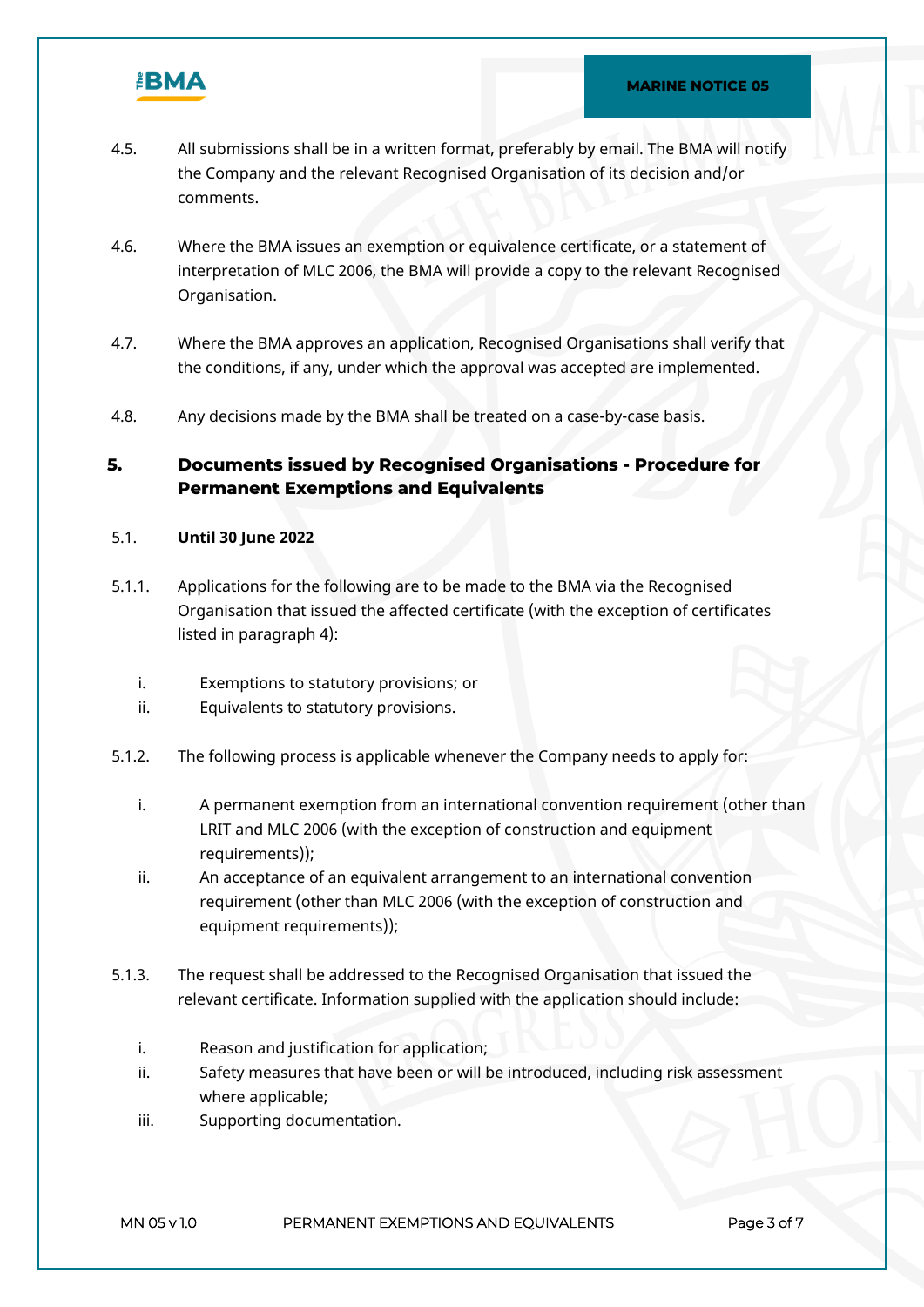4.5. All submissions shall be in a written format, preferably by email. The BMA will notify the Company and the relevant Recognised Organisation of its decision and/or comments.

4.6. Where the BMA issues an exemption or equivalence certificate, or a statement of interpretation of MLC 2006, the BMA will provide a copy to the relevant Recognised Organisation.

4.7. Where the BMA approves an application, Recognised Organisations shall verify that the conditions, if any, under which the approval was accepted are implemented.

4.8. Any decisions made by the BMA shall be treated on a case-by-case basis.

## 5. Documents issued by Recognised Organisations - Procedure for Permanent Exemptions and Equivalents

5.1. **Until 30 June 2022**

5.1.1. Applications for the following are to be made to the BMA via the Recognised Organisation that issued the affected certificate (with the exception of certificates listed in paragraph 4):

i. Exemptions to statutory provisions; or
ii. Equivalents to statutory provisions.

5.1.2. The following process is applicable whenever the Company needs to apply for:

i. A permanent exemption from an international convention requirement (other than LRIT and MLC 2006 (with the exception of construction and equipment requirements));
ii. An acceptance of an equivalent arrangement to an international convention requirement (other than MLC 2006 (with the exception of construction and equipment requirements));

5.1.3. The request shall be addressed to the Recognised Organisation that issued the relevant certificate. Information supplied with the application should include:

i. Reason and justification for application;
ii. Safety measures that have been or will be introduced, including risk assessment where applicable;
iii. Supporting documentation.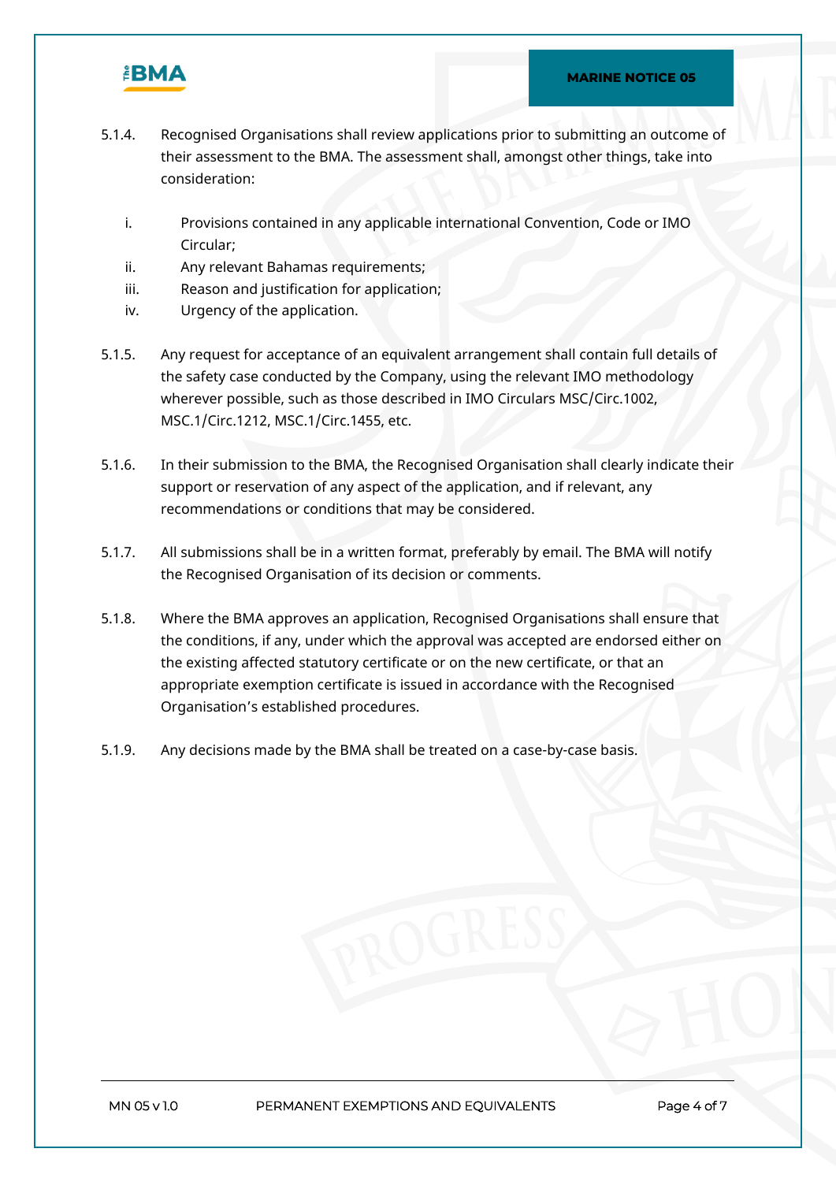5.1.4. Recognised Organisations shall review applications prior to submitting an outcome of their assessment to the BMA. The assessment shall, amongst other things, take into consideration:

i. Provisions contained in any applicable international Convention, Code or IMO Circular;
ii. Any relevant Bahamas requirements;
iii. Reason and justification for application;
iv. Urgency of the application.

5.1.5. Any request for acceptance of an equivalent arrangement shall contain full details of the safety case conducted by the Company, using the relevant IMO methodology wherever possible, such as those described in IMO Circulars MSC/Circ.1002, MSC.1/Circ.1212, MSC.1/Circ.1455, etc.

5.1.6. In their submission to the BMA, the Recognised Organisation shall clearly indicate their support or reservation of any aspect of the application, and if relevant, any recommendations or conditions that may be considered.

5.1.7. All submissions shall be in a written format, preferably by email. The BMA will notify the Recognised Organisation of its decision or comments.

5.1.8. Where the BMA approves an application, Recognised Organisations shall ensure that the conditions, if any, under which the approval was accepted are endorsed either on the existing affected statutory certificate or on the new certificate, or that an appropriate exemption certificate is issued in accordance with the Recognised Organisation's established procedures.

5.1.9. Any decisions made by the BMA shall be treated on a case-by-case basis.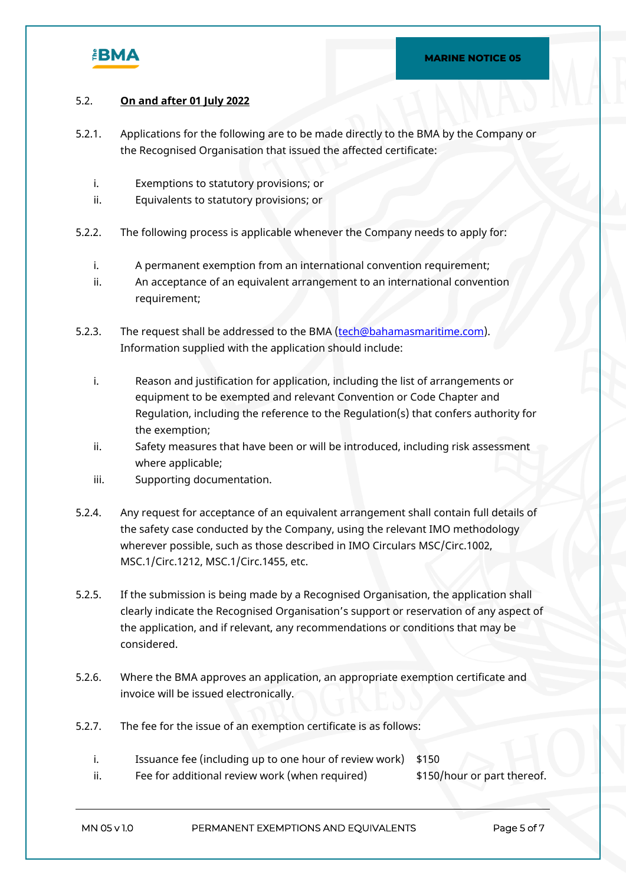5.2. **On and after 01 July 2022**

5.2.1. Applications for the following are to be made directly to the BMA by the Company or the Recognised Organisation that issued the affected certificate:

i. Exemptions to statutory provisions; or
ii. Equivalents to statutory provisions; or

5.2.2. The following process is applicable whenever the Company needs to apply for:

i. A permanent exemption from an international convention requirement;
ii. An acceptance of an equivalent arrangement to an international convention requirement;

5.2.3. The request shall be addressed to the BMA (tech@bahamasmaritime.com). Information supplied with the application should include:

i. Reason and justification for application, including the list of arrangements or equipment to be exempted and relevant Convention or Code Chapter and Regulation, including the reference to the Regulation(s) that confers authority for the exemption;
ii. Safety measures that have been or will be introduced, including risk assessment where applicable;
iii. Supporting documentation.

5.2.4. Any request for acceptance of an equivalent arrangement shall contain full details of the safety case conducted by the Company, using the relevant IMO methodology wherever possible, such as those described in IMO Circulars MSC/Circ.1002, MSC.1/Circ.1212, MSC.1/Circ.1455, etc.

5.2.5. If the submission is being made by a Recognised Organisation, the application shall clearly indicate the Recognised Organisation's support or reservation of any aspect of the application, and if relevant, any recommendations or conditions that may be considered.

5.2.6. Where the BMA approves an application, an appropriate exemption certificate and invoice will be issued electronically.

5.2.7. The fee for the issue of an exemption certificate is as follows:

i. Issuance fee (including up to one hour of review work) $150
ii. Fee for additional review work (when required) $150/hour or part thereof.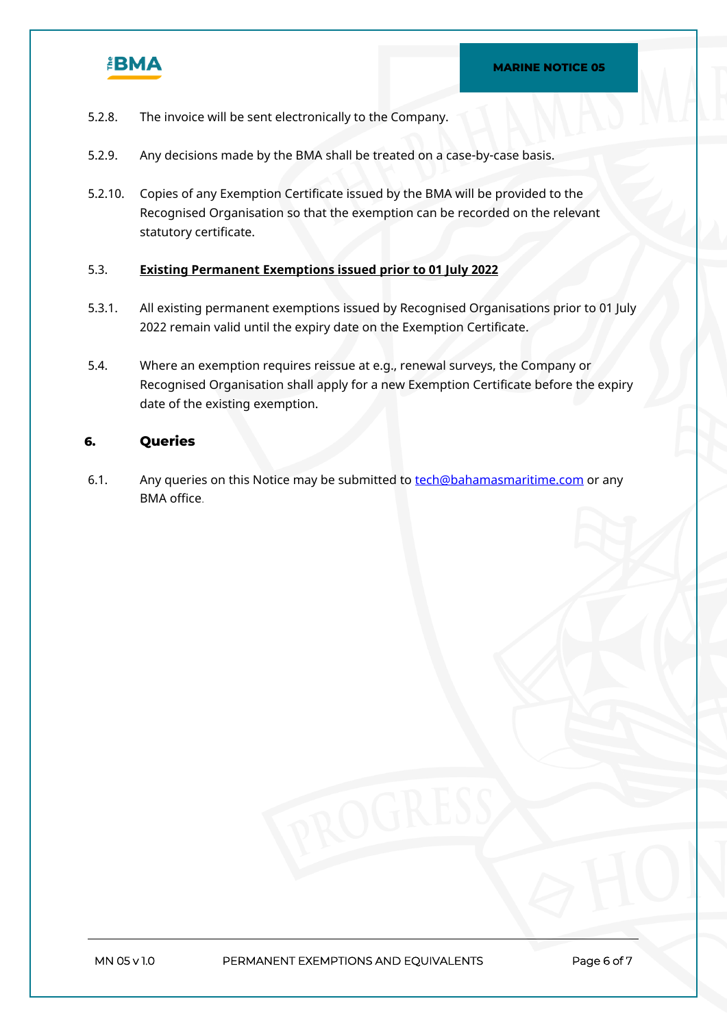5.2.8. The invoice will be sent electronically to the Company.

5.2.9. Any decisions made by the BMA shall be treated on a case-by-case basis.

5.2.10. Copies of any Exemption Certificate issued by the BMA will be provided to the Recognised Organisation so that the exemption can be recorded on the relevant statutory certificate.

5.3. **Existing Permanent Exemptions issued prior to 01 July 2022**

5.3.1. All existing permanent exemptions issued by Recognised Organisations prior to 01 July 2022 remain valid until the expiry date on the Exemption Certificate.

5.4. Where an exemption requires reissue at e.g., renewal surveys, the Company or Recognised Organisation shall apply for a new Exemption Certificate before the expiry date of the existing exemption.

## 6. Queries

6.1. Any queries on this Notice may be submitted to tech@bahamasmaritime.com or any BMA office.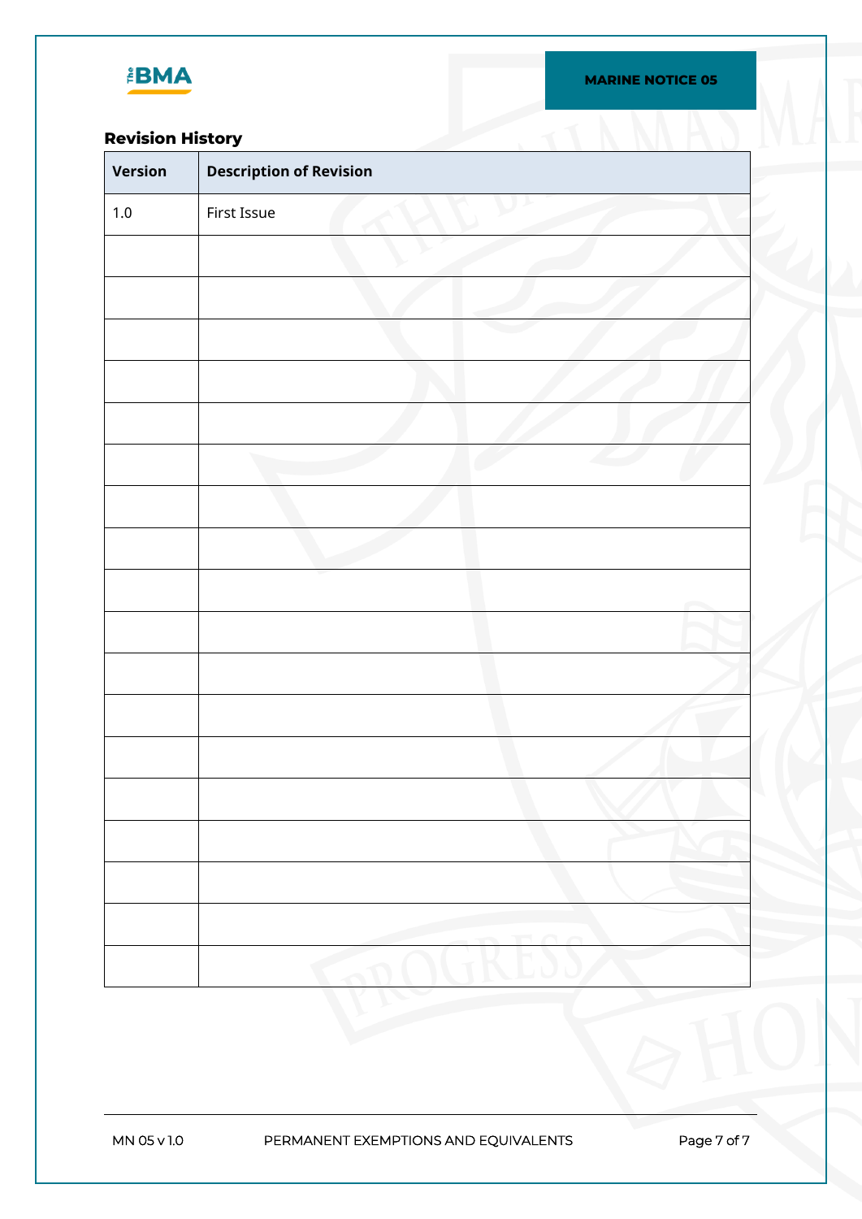## Revision History

| Version | Description of Revision |
|---|---|
| 1.0 | First Issue |
| | |
| | |
| | |
| | |
| | |
| | |
| | |
| | |
| | |
| | |
| | |
| | |
| | |
| | |
| | |
| | |
| | |
| | |